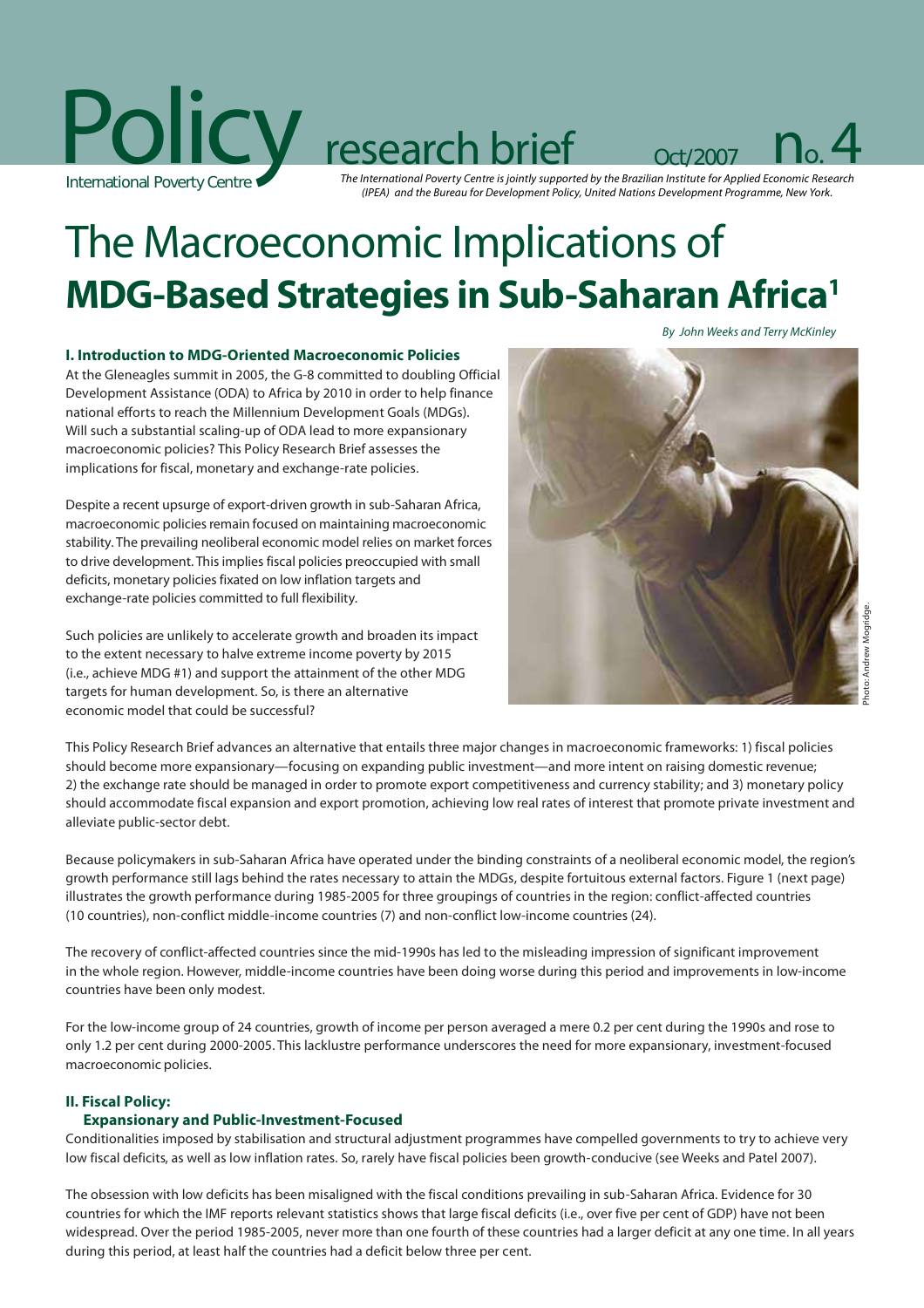Policy research brief

International Poverty Centre

Oct/2007 No. 4

*The International Poverty Centre is jointly supported by the Brazilian Institute for Applied Economic Research (IPEA) and the Bureau for Development Policy, United Nations Development Programme, New York.*

# The Macroeconomic Implications of **MDG-Based Strategies in Sub-Saharan Africa**[1]

*By John Weeks and Terry McKinley*

### I. Introduction to MDG-Oriented Macroeconomic Policies

At the Gleneagles summit in 2005, the G-8 committed to doubling Official Development Assistance (ODA) to Africa by 2010 in order to help finance national efforts to reach the Millennium Development Goals (MDGs). Will such a substantial scaling-up of ODA lead to more expansionary macroeconomic policies? This Policy Research Brief assesses the implications for fiscal, monetary and exchange-rate policies.

Despite a recent upsurge of export-driven growth in sub-Saharan Africa, macroeconomic policies remain focused on maintaining macroeconomic stability. The prevailing neoliberal economic model relies on market forces to drive development. This implies fiscal policies preoccupied with small deficits, monetary policies fixated on low inflation targets and exchange-rate policies committed to full flexibility.

Such policies are unlikely to accelerate growth and broaden its impact to the extent necessary to halve extreme income poverty by 2015 (i.e., achieve MDG #1) and support the attainment of the other MDG targets for human development. So, is there an alternative economic model that could be successful?

Photo: Andrew Mogridge.

This Policy Research Brief advances an alternative that entails three major changes in macroeconomic frameworks: 1) fiscal policies should become more expansionary—focusing on expanding public investment—and more intent on raising domestic revenue; 2) the exchange rate should be managed in order to promote export competitiveness and currency stability; and 3) monetary policy should accommodate fiscal expansion and export promotion, achieving low real rates of interest that promote private investment and alleviate public-sector debt.

Because policymakers in sub-Saharan Africa have operated under the binding constraints of a neoliberal economic model, the region's growth performance still lags behind the rates necessary to attain the MDGs, despite fortuitous external factors. Figure 1 (next page) illustrates the growth performance during 1985-2005 for three groupings of countries in the region: conflict-affected countries (10 countries), non-conflict middle-income countries (7) and non-conflict low-income countries (24).

The recovery of conflict-affected countries since the mid-1990s has led to the misleading impression of significant improvement in the whole region. However, middle-income countries have been doing worse during this period and improvements in low-income countries have been only modest.

For the low-income group of 24 countries, growth of income per person averaged a mere 0.2 per cent during the 1990s and rose to only 1.2 per cent during 2000-2005. This lacklustre performance underscores the need for more expansionary, investment-focused macroeconomic policies.

### II. Fiscal Policy: Expansionary and Public-Investment-Focused

Conditionalities imposed by stabilisation and structural adjustment programmes have compelled governments to try to achieve very low fiscal deficits, as well as low inflation rates. So, rarely have fiscal policies been growth-conducive (see Weeks and Patel 2007).

The obsession with low deficits has been misaligned with the fiscal conditions prevailing in sub-Saharan Africa. Evidence for 30 countries for which the IMF reports relevant statistics shows that large fiscal deficits (i.e., over five per cent of GDP) have not been widespread. Over the period 1985-2005, never more than one fourth of these countries had a larger deficit at any one time. In all years during this period, at least half the countries had a deficit below three per cent.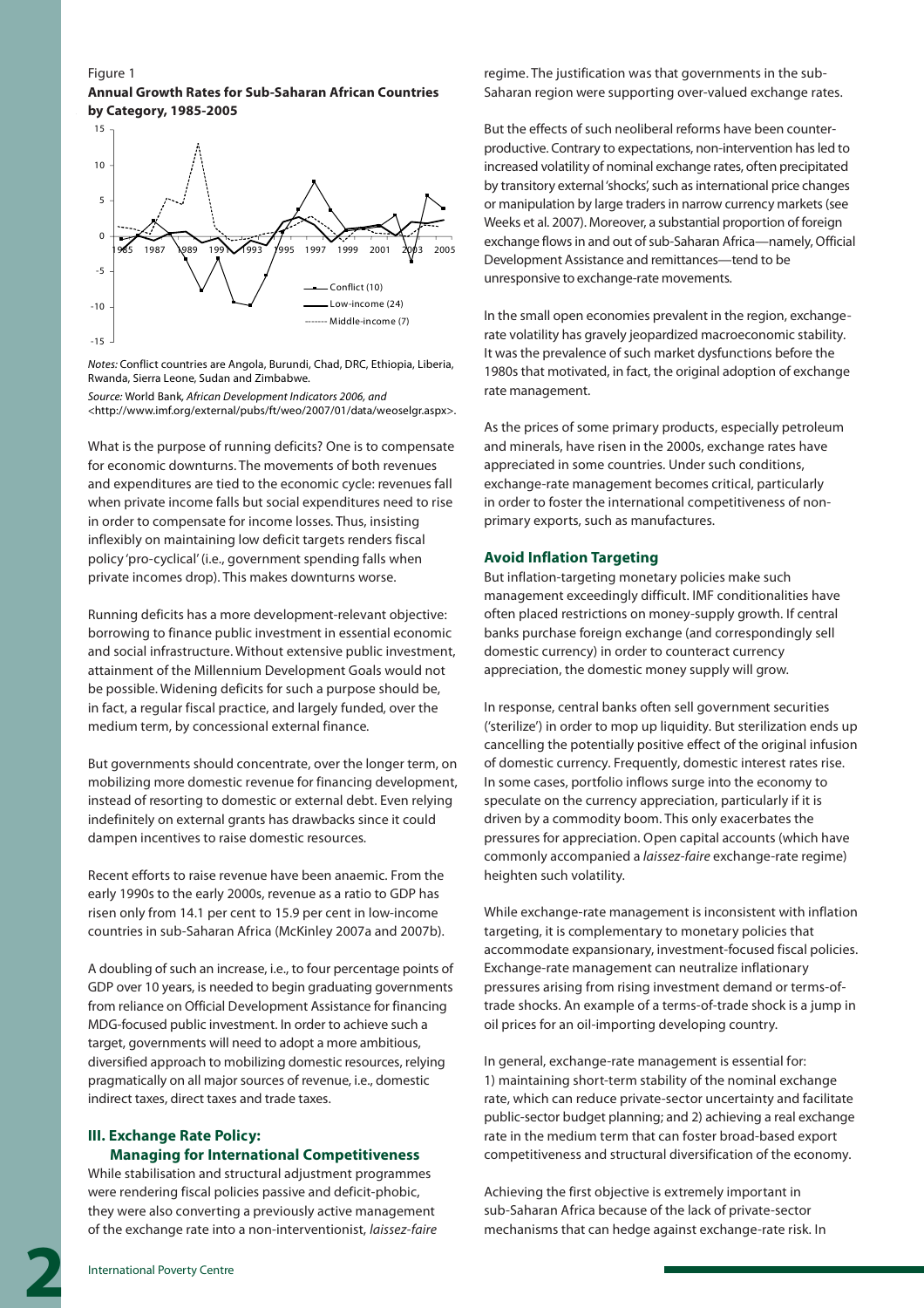Figure 1

**Annual Growth Rates for Sub-Saharan African Countries by Category, 1985-2005**

*Notes:* Conflict countries are Angola, Burundi, Chad, DRC, Ethiopia, Liberia, Rwanda, Sierra Leone, Sudan and Zimbabwe.

*Source:* World Bank*, African Development Indicators 2006, and* <http://www.imf.org/external/pubs/ft/weo/2007/01/data/weoselgr.aspx>.

What is the purpose of running deficits? One is to compensate for economic downturns. The movements of both revenues and expenditures are tied to the economic cycle: revenues fall when private income falls but social expenditures need to rise in order to compensate for income losses. Thus, insisting inflexibly on maintaining low deficit targets renders fiscal policy 'pro-cyclical' (i.e., government spending falls when private incomes drop). This makes downturns worse.

Running deficits has a more development-relevant objective: borrowing to finance public investment in essential economic and social infrastructure. Without extensive public investment, attainment of the Millennium Development Goals would not be possible. Widening deficits for such a purpose should be, in fact, a regular fiscal practice, and largely funded, over the medium term, by concessional external finance.

But governments should concentrate, over the longer term, on mobilizing more domestic revenue for financing development, instead of resorting to domestic or external debt. Even relying indefinitely on external grants has drawbacks since it could dampen incentives to raise domestic resources.

Recent efforts to raise revenue have been anaemic. From the early 1990s to the early 2000s, revenue as a ratio to GDP has risen only from 14.1 per cent to 15.9 per cent in low-income countries in sub-Saharan Africa (McKinley 2007a and 2007b).

A doubling of such an increase, i.e., to four percentage points of GDP over 10 years, is needed to begin graduating governments from reliance on Official Development Assistance for financing MDG-focused public investment. In order to achieve such a target, governments will need to adopt a more ambitious, diversified approach to mobilizing domestic resources, relying pragmatically on all major sources of revenue, i.e., domestic indirect taxes, direct taxes and trade taxes.

## III. Exchange Rate Policy: Managing for International Competitiveness

While stabilisation and structural adjustment programmes were rendering fiscal policies passive and deficit-phobic, they were also converting a previously active management of the exchange rate into a non-interventionist, *laissez-faire* regime. The justification was that governments in the sub-Saharan region were supporting over-valued exchange rates.

But the effects of such neoliberal reforms have been counter-productive. Contrary to expectations, non-intervention has led to increased volatility of nominal exchange rates, often precipitated by transitory external 'shocks', such as international price changes or manipulation by large traders in narrow currency markets (see Weeks et al. 2007). Moreover, a substantial proportion of foreign exchange flows in and out of sub-Saharan Africa—namely, Official Development Assistance and remittances—tend to be unresponsive to exchange-rate movements.

In the small open economies prevalent in the region, exchange-rate volatility has gravely jeopardized macroeconomic stability. It was the prevalence of such market dysfunctions before the 1980s that motivated, in fact, the original adoption of exchange rate management.

As the prices of some primary products, especially petroleum and minerals, have risen in the 2000s, exchange rates have appreciated in some countries. Under such conditions, exchange-rate management becomes critical, particularly in order to foster the international competitiveness of non-primary exports, such as manufactures.

### Avoid Inflation Targeting

But inflation-targeting monetary policies make such management exceedingly difficult. IMF conditionalities have often placed restrictions on money-supply growth. If central banks purchase foreign exchange (and correspondingly sell domestic currency) in order to counteract currency appreciation, the domestic money supply will grow.

In response, central banks often sell government securities ('sterilize') in order to mop up liquidity. But sterilization ends up cancelling the potentially positive effect of the original infusion of domestic currency. Frequently, domestic interest rates rise. In some cases, portfolio inflows surge into the economy to speculate on the currency appreciation, particularly if it is driven by a commodity boom. This only exacerbates the pressures for appreciation. Open capital accounts (which have commonly accompanied a *laissez-faire* exchange-rate regime) heighten such volatility.

While exchange-rate management is inconsistent with inflation targeting, it is complementary to monetary policies that accommodate expansionary, investment-focused fiscal policies. Exchange-rate management can neutralize inflationary pressures arising from rising investment demand or terms-of-trade shocks. An example of a terms-of-trade shock is a jump in oil prices for an oil-importing developing country.

In general, exchange-rate management is essential for: 1) maintaining short-term stability of the nominal exchange rate, which can reduce private-sector uncertainty and facilitate public-sector budget planning; and 2) achieving a real exchange rate in the medium term that can foster broad-based export competitiveness and structural diversification of the economy.

Achieving the first objective is extremely important in sub-Saharan Africa because of the lack of private-sector mechanisms that can hedge against exchange-rate risk. In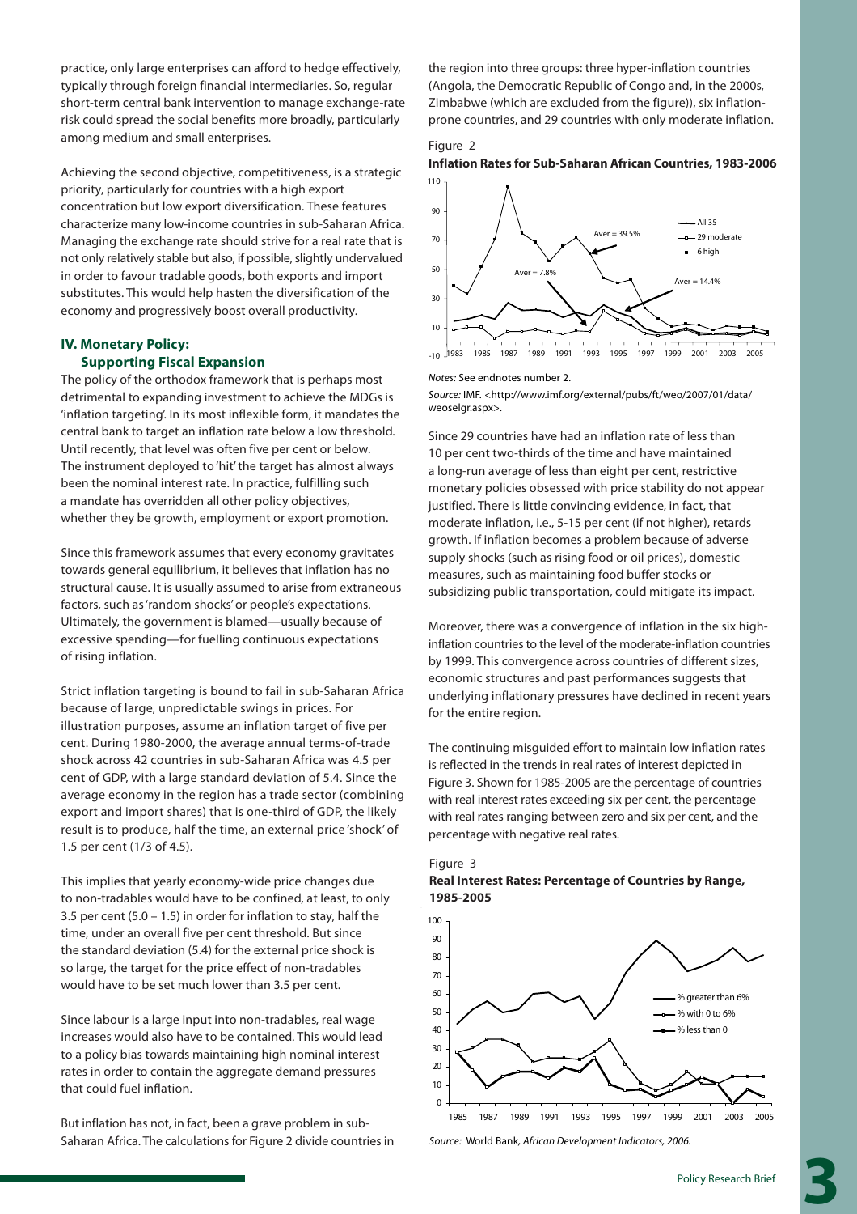practice, only large enterprises can afford to hedge effectively, typically through foreign financial intermediaries. So, regular short-term central bank intervention to manage exchange-rate risk could spread the social benefits more broadly, particularly among medium and small enterprises.

Achieving the second objective, competitiveness, is a strategic priority, particularly for countries with a high export concentration but low export diversification. These features characterize many low-income countries in sub-Saharan Africa. Managing the exchange rate should strive for a real rate that is not only relatively stable but also, if possible, slightly undervalued in order to favour tradable goods, both exports and import substitutes. This would help hasten the diversification of the economy and progressively boost overall productivity.

## IV. Monetary Policy: Supporting Fiscal Expansion

The policy of the orthodox framework that is perhaps most detrimental to expanding investment to achieve the MDGs is 'inflation targeting'. In its most inflexible form, it mandates the central bank to target an inflation rate below a low threshold. Until recently, that level was often five per cent or below. The instrument deployed to 'hit' the target has almost always been the nominal interest rate. In practice, fulfilling such a mandate has overridden all other policy objectives, whether they be growth, employment or export promotion.

Since this framework assumes that every economy gravitates towards general equilibrium, it believes that inflation has no structural cause. It is usually assumed to arise from extraneous factors, such as 'random shocks' or people's expectations. Ultimately, the government is blamed—usually because of excessive spending—for fuelling continuous expectations of rising inflation.

Strict inflation targeting is bound to fail in sub-Saharan Africa because of large, unpredictable swings in prices. For illustration purposes, assume an inflation target of five per cent. During 1980-2000, the average annual terms-of-trade shock across 42 countries in sub-Saharan Africa was 4.5 per cent of GDP, with a large standard deviation of 5.4. Since the average economy in the region has a trade sector (combining export and import shares) that is one-third of GDP, the likely result is to produce, half the time, an external price 'shock' of 1.5 per cent (1/3 of 4.5).

This implies that yearly economy-wide price changes due to non-tradables would have to be confined, at least, to only 3.5 per cent (5.0 – 1.5) in order for inflation to stay, half the time, under an overall five per cent threshold. But since the standard deviation (5.4) for the external price shock is so large, the target for the price effect of non-tradables would have to be set much lower than 3.5 per cent.

Since labour is a large input into non-tradables, real wage increases would also have to be contained. This would lead to a policy bias towards maintaining high nominal interest rates in order to contain the aggregate demand pressures that could fuel inflation.

But inflation has not, in fact, been a grave problem in sub-Saharan Africa. The calculations for Figure 2 divide countries in the region into three groups: three hyper-inflation countries (Angola, the Democratic Republic of Congo and, in the 2000s, Zimbabwe (which are excluded from the figure)), six inflation-prone countries, and 29 countries with only moderate inflation.

Figure 2

**Inflation Rates for Sub-Saharan African Countries, 1983-2006**

110
90
70
50
30
10
-10
1983 1985 1987 1989 1991 1993 1995 1997 1999 2001 2003 2005

All 35
29 moderate
6 high

Aver = 39.5%
Aver = 7.8%
Aver = 14.4%

*Notes:* See endnotes number 2.

*Source:* IMF. <http://www.imf.org/external/pubs/ft/weo/2007/01/data/weoselgr.aspx>.

Since 29 countries have had an inflation rate of less than 10 per cent two-thirds of the time and have maintained a long-run average of less than eight per cent, restrictive monetary policies obsessed with price stability do not appear justified. There is little convincing evidence, in fact, that moderate inflation, i.e., 5-15 per cent (if not higher), retards growth. If inflation becomes a problem because of adverse supply shocks (such as rising food or oil prices), domestic measures, such as maintaining food buffer stocks or subsidizing public transportation, could mitigate its impact.

Moreover, there was a convergence of inflation in the six high-inflation countries to the level of the moderate-inflation countries by 1999. This convergence across countries of different sizes, economic structures and past performances suggests that underlying inflationary pressures have declined in recent years for the entire region.

The continuing misguided effort to maintain low inflation rates is reflected in the trends in real rates of interest depicted in Figure 3. Shown for 1985-2005 are the percentage of countries with real interest rates exceeding six per cent, the percentage with real rates ranging between zero and six per cent, and the percentage with negative real rates.

Figure 3

**Real Interest Rates: Percentage of Countries by Range, 1985-2005**

100
90
80
70
60
50
40
30
20
10
0
1985 1987 1989 1991 1993 1995 1997 1999 2001 2003 2005

% greater than 6%
% with 0 to 6%
% less than 0

*Source:* World Bank, *African Development Indicators, 2006.*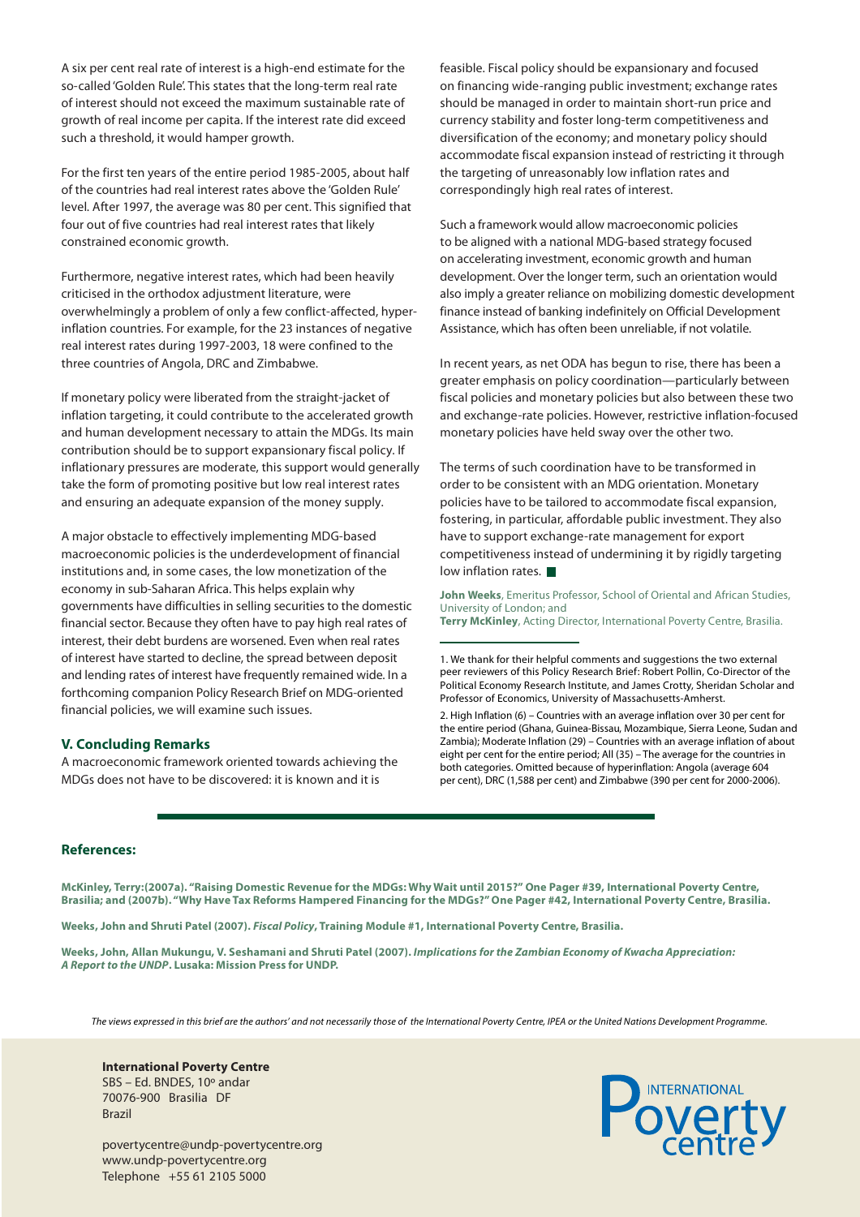A six per cent real rate of interest is a high-end estimate for the so-called 'Golden Rule'. This states that the long-term real rate of interest should not exceed the maximum sustainable rate of growth of real income per capita. If the interest rate did exceed such a threshold, it would hamper growth.

For the first ten years of the entire period 1985-2005, about half of the countries had real interest rates above the 'Golden Rule' level. After 1997, the average was 80 per cent. This signified that four out of five countries had real interest rates that likely constrained economic growth.

Furthermore, negative interest rates, which had been heavily criticised in the orthodox adjustment literature, were overwhelmingly a problem of only a few conflict-affected, hyper-inflation countries. For example, for the 23 instances of negative real interest rates during 1997-2003, 18 were confined to the three countries of Angola, DRC and Zimbabwe.

If monetary policy were liberated from the straight-jacket of inflation targeting, it could contribute to the accelerated growth and human development necessary to attain the MDGs. Its main contribution should be to support expansionary fiscal policy. If inflationary pressures are moderate, this support would generally take the form of promoting positive but low real interest rates and ensuring an adequate expansion of the money supply.

A major obstacle to effectively implementing MDG-based macroeconomic policies is the underdevelopment of financial institutions and, in some cases, the low monetization of the economy in sub-Saharan Africa. This helps explain why governments have difficulties in selling securities to the domestic financial sector. Because they often have to pay high real rates of interest, their debt burdens are worsened. Even when real rates of interest have started to decline, the spread between deposit and lending rates of interest have frequently remained wide. In a forthcoming companion Policy Research Brief on MDG-oriented financial policies, we will examine such issues.

## V. Concluding Remarks

A macroeconomic framework oriented towards achieving the MDGs does not have to be discovered: it is known and it is feasible. Fiscal policy should be expansionary and focused on financing wide-ranging public investment; exchange rates should be managed in order to maintain short-run price and currency stability and foster long-term competitiveness and diversification of the economy; and monetary policy should accommodate fiscal expansion instead of restricting it through the targeting of unreasonably low inflation rates and correspondingly high real rates of interest.

Such a framework would allow macroeconomic policies to be aligned with a national MDG-based strategy focused on accelerating investment, economic growth and human development. Over the longer term, such an orientation would also imply a greater reliance on mobilizing domestic development finance instead of banking indefinitely on Official Development Assistance, which has often been unreliable, if not volatile.

In recent years, as net ODA has begun to rise, there has been a greater emphasis on policy coordination—particularly between fiscal policies and monetary policies but also between these two and exchange-rate policies. However, restrictive inflation-focused monetary policies have held sway over the other two.

The terms of such coordination have to be transformed in order to be consistent with an MDG orientation. Monetary policies have to be tailored to accommodate fiscal expansion, fostering, in particular, affordable public investment. They also have to support exchange-rate management for export competitiveness instead of undermining it by rigidly targeting low inflation rates.

**John Weeks**, Emeritus Professor, School of Oriental and African Studies, University of London; and
**Terry McKinley**, Acting Director, International Poverty Centre, Brasilia.

1. We thank for their helpful comments and suggestions the two external peer reviewers of this Policy Research Brief: Robert Pollin, Co-Director of the Political Economy Research Institute, and James Crotty, Sheridan Scholar and Professor of Economics, University of Massachusetts-Amherst.

2. High Inflation (6) – Countries with an average inflation over 30 per cent for the entire period (Ghana, Guinea-Bissau, Mozambique, Sierra Leone, Sudan and Zambia); Moderate Inflation (29) – Countries with an average inflation of about eight per cent for the entire period; All (35) – The average for the countries in both categories. Omitted because of hyperinflation: Angola (average 604 per cent), DRC (1,588 per cent) and Zimbabwe (390 per cent for 2000-2006).

## References:

**McKinley, Terry:(2007a). "Raising Domestic Revenue for the MDGs: Why Wait until 2015?" One Pager #39, International Poverty Centre, Brasilia; and (2007b). "Why Have Tax Reforms Hampered Financing for the MDGs?" One Pager #42, International Poverty Centre, Brasilia.**

**Weeks, John and Shruti Patel (2007). *Fiscal Policy*, Training Module #1, International Poverty Centre, Brasilia.**

**Weeks, John, Allan Mukungu, V. Seshamani and Shruti Patel (2007). *Implications for the Zambian Economy of Kwacha Appreciation: A Report to the UNDP*. Lusaka: Mission Press for UNDP.**

*The views expressed in this brief are the authors' and not necessarily those of the International Poverty Centre, IPEA or the United Nations Development Programme.*

**International Poverty Centre**
SBS – Ed. BNDES, 10º andar
70076-900 Brasilia DF
Brazil

povertycentre@undp-povertycentre.org
www.undp-povertycentre.org
Telephone +55 61 2105 5000